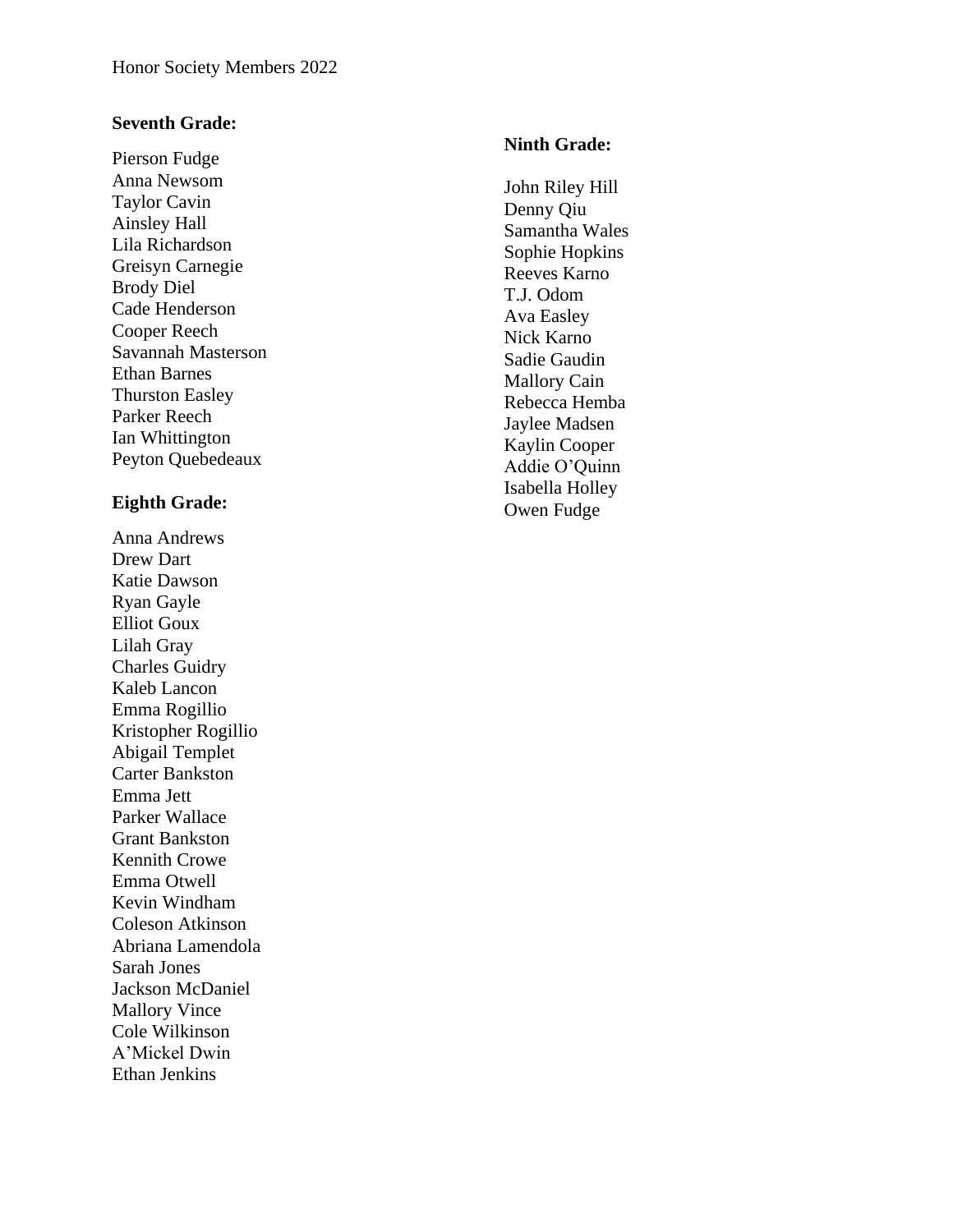Honor Society Members 2022

**Seventh Grade:**

Pierson Fudge
Anna Newsom
Taylor Cavin
Ainsley Hall
Lila Richardson
Greisyn Carnegie
Brody Diel
Cade Henderson
Cooper Reech
Savannah Masterson
Ethan Barnes
Thurston Easley
Parker Reech
Ian Whittington
Peyton Quebedeaux

**Eighth Grade:**

Anna Andrews
Drew Dart
Katie Dawson
Ryan Gayle
Elliot Goux
Lilah Gray
Charles Guidry
Kaleb Lancon
Emma Rogillio
Kristopher Rogillio
Abigail Templet
Carter Bankston
Emma Jett
Parker Wallace
Grant Bankston
Kennith Crowe
Emma Otwell
Kevin Windham
Coleson Atkinson
Abriana Lamendola
Sarah Jones
Jackson McDaniel
Mallory Vince
Cole Wilkinson
A'Mickel Dwin
Ethan Jenkins

**Ninth Grade:**

John Riley Hill
Denny Qiu
Samantha Wales
Sophie Hopkins
Reeves Karno
T.J. Odom
Ava Easley
Nick Karno
Sadie Gaudin
Mallory Cain
Rebecca Hemba
Jaylee Madsen
Kaylin Cooper
Addie O'Quinn
Isabella Holley
Owen Fudge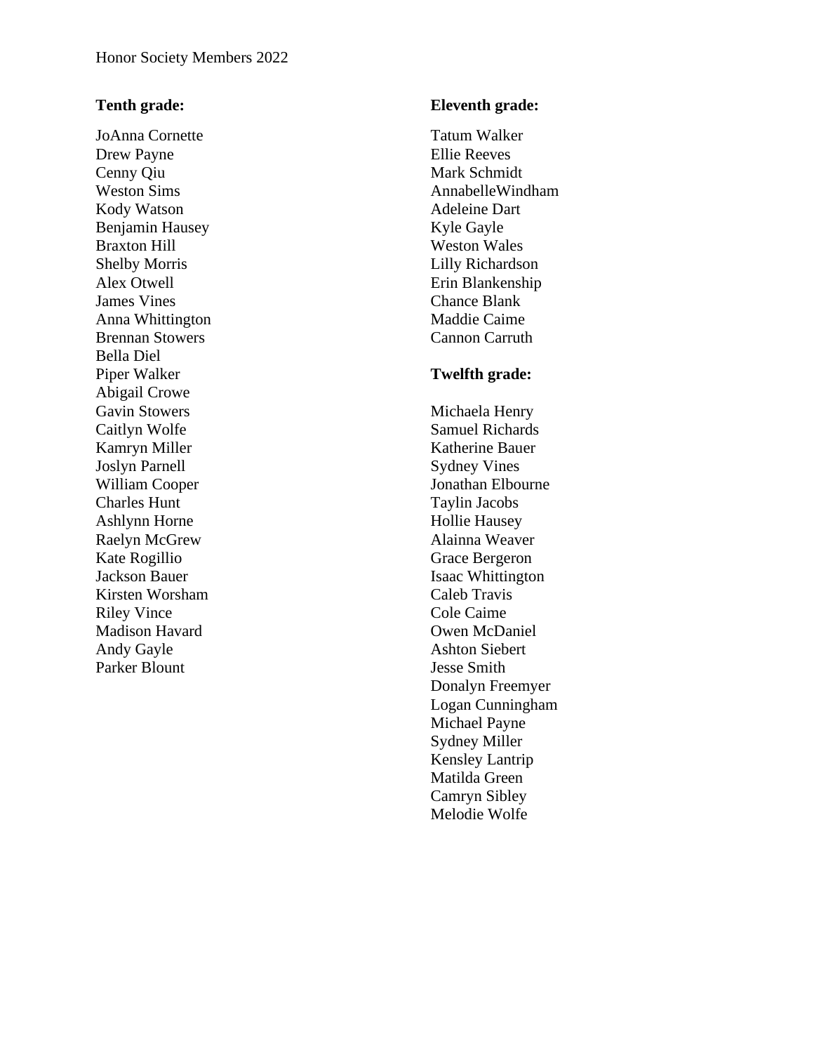Honor Society Members 2022

**Tenth grade:**

JoAnna Cornette
Drew Payne
Cenny Qiu
Weston Sims
Kody Watson
Benjamin Hausey
Braxton Hill
Shelby Morris
Alex Otwell
James Vines
Anna Whittington
Brennan Stowers
Bella Diel
Piper Walker
Abigail Crowe
Gavin Stowers
Caitlyn Wolfe
Kamryn Miller
Joslyn Parnell
William Cooper
Charles Hunt
Ashlynn Horne
Raelyn McGrew
Kate Rogillio
Jackson Bauer
Kirsten Worsham
Riley Vince
Madison Havard
Andy Gayle
Parker Blount

**Eleventh grade:**

Tatum Walker
Ellie Reeves
Mark Schmidt
AnnabelleWindham
Adeleine Dart
Kyle Gayle
Weston Wales
Lilly Richardson
Erin Blankenship
Chance Blank
Maddie Caime
Cannon Carruth

**Twelfth grade:**

Michaela Henry
Samuel Richards
Katherine Bauer
Sydney Vines
Jonathan Elbourne
Taylin Jacobs
Hollie Hausey
Alainna Weaver
Grace Bergeron
Isaac Whittington
Caleb Travis
Cole Caime
Owen McDaniel
Ashton Siebert
Jesse Smith
Donalyn Freemyer
Logan Cunningham
Michael Payne
Sydney Miller
Kensley Lantrip
Matilda Green
Camryn Sibley
Melodie Wolfe